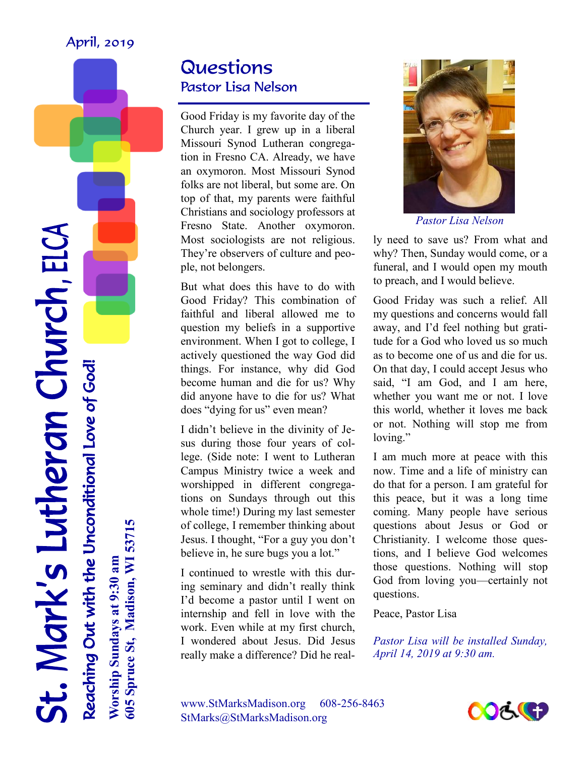April, 2019

# St. Mark's Lutheran Church, ELCA

*Reaching Out with the Unconditional Love of God!*

**Worship Sundays at 9:30 am**
**605 Spruce St, Madison, WI 53715**

## Questions
### Pastor Lisa Nelson

Good Friday is my favorite day of the Church year. I grew up in a liberal Missouri Synod Lutheran congregation in Fresno CA. Already, we have an oxymoron. Most Missouri Synod folks are not liberal, but some are. On top of that, my parents were faithful Christians and sociology professors at Fresno State. Another oxymoron. Most sociologists are not religious. They're observers of culture and people, not belongers.

But what does this have to do with Good Friday? This combination of faithful and liberal allowed me to question my beliefs in a supportive environment. When I got to college, I actively questioned the way God did things. For instance, why did God become human and die for us? Why did anyone have to die for us? What does "dying for us" even mean?

I didn't believe in the divinity of Jesus during those four years of college. (Side note: I went to Lutheran Campus Ministry twice a week and worshipped in different congregations on Sundays through out this whole time!) During my last semester of college, I remember thinking about Jesus. I thought, "For a guy you don't believe in, he sure bugs you a lot."

I continued to wrestle with this during seminary and didn't really think I'd become a pastor until I went on internship and fell in love with the work. Even while at my first church, I wondered about Jesus. Did Jesus really make a difference? Did he really need to save us? From what and why? Then, Sunday would come, or a funeral, and I would open my mouth to preach, and I would believe.

*Pastor Lisa Nelson*

Good Friday was such a relief. All my questions and concerns would fall away, and I'd feel nothing but gratitude for a God who loved us so much as to become one of us and die for us. On that day, I could accept Jesus who said, "I am God, and I am here, whether you want me or not. I love this world, whether it loves me back or not. Nothing will stop me from loving."

I am much more at peace with this now. Time and a life of ministry can do that for a person. I am grateful for this peace, but it was a long time coming. Many people have serious questions about Jesus or God or Christianity. I welcome those questions, and I believe God welcomes those questions. Nothing will stop God from loving you—certainly not questions.

Peace, Pastor Lisa

*Pastor Lisa will be installed Sunday, April 14, 2019 at 9:30 am.*

www.StMarksMadison.org 608-256-8463
StMarks@StMarksMadison.org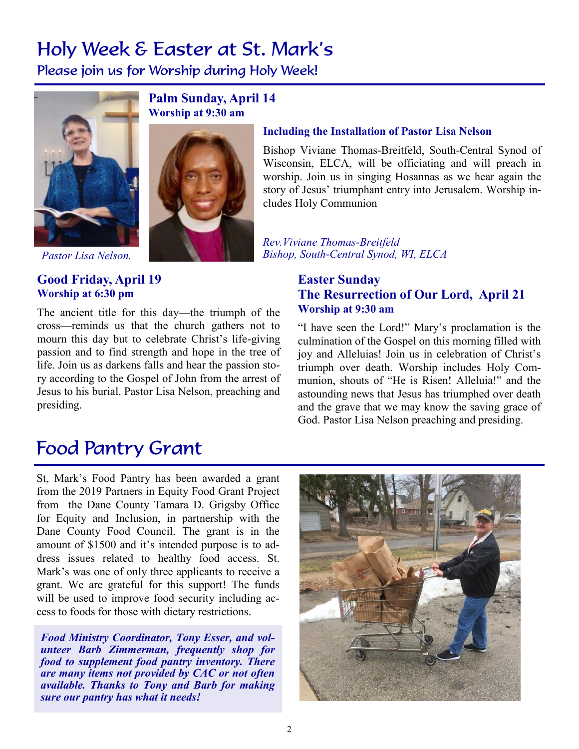# Holy Week & Easter at St. Mark's

## Please join us for Worship during Holy Week!

*Pastor Lisa Nelson.*

### Palm Sunday, April 14
**Worship at 9:30 am**

**Including the Installation of Pastor Lisa Nelson**

Bishop Viviane Thomas-Breitfeld, South-Central Synod of Wisconsin, ELCA, will be officiating and will preach in worship. Join us in singing Hosannas as we hear again the story of Jesus' triumphant entry into Jerusalem. Worship includes Holy Communion

*Rev.Viviane Thomas-Breitfeld*
*Bishop, South-Central Synod, WI, ELCA*

### Good Friday, April 19
**Worship at 6:30 pm**

The ancient title for this day—the triumph of the cross—reminds us that the church gathers not to mourn this day but to celebrate Christ's life-giving passion and to find strength and hope in the tree of life. Join us as darkens falls and hear the passion story according to the Gospel of John from the arrest of Jesus to his burial. Pastor Lisa Nelson, preaching and presiding.

### Easter Sunday
### The Resurrection of Our Lord, April 21
**Worship at 9:30 am**

"I have seen the Lord!" Mary's proclamation is the culmination of the Gospel on this morning filled with joy and Alleluias! Join us in celebration of Christ's triumph over death. Worship includes Holy Communion, shouts of "He is Risen! Alleluia!" and the astounding news that Jesus has triumphed over death and the grave that we may know the saving grace of God. Pastor Lisa Nelson preaching and presiding.

# Food Pantry Grant

St, Mark's Food Pantry has been awarded a grant from the 2019 Partners in Equity Food Grant Project from the Dane County Tamara D. Grigsby Office for Equity and Inclusion, in partnership with the Dane County Food Council. The grant is in the amount of $1500 and it's intended purpose is to address issues related to healthy food access. St. Mark's was one of only three applicants to receive a grant. We are grateful for this support! The funds will be used to improve food security including access to foods for those with dietary restrictions.

***Food Ministry Coordinator, Tony Esser, and volunteer Barb Zimmerman, frequently shop for food to supplement food pantry inventory. There are many items not provided by CAC or not often available. Thanks to Tony and Barb for making sure our pantry has what it needs!***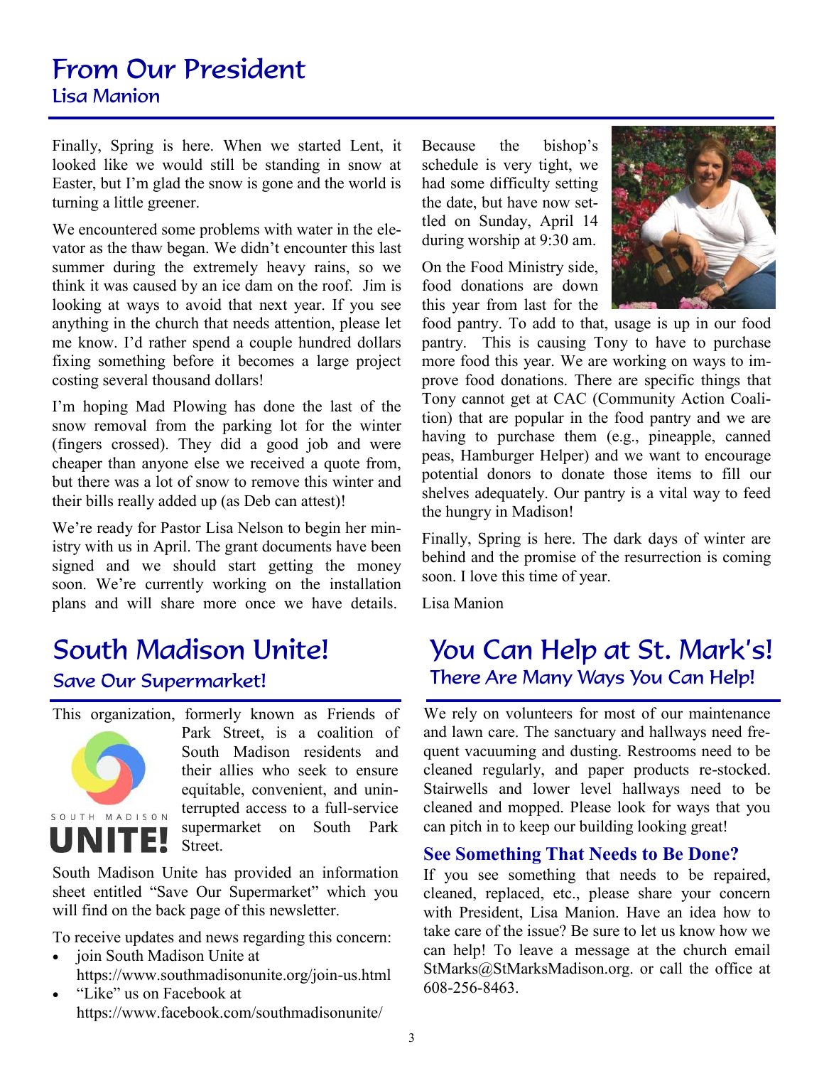# From Our President

## Lisa Manion

Finally, Spring is here. When we started Lent, it looked like we would still be standing in snow at Easter, but I'm glad the snow is gone and the world is turning a little greener.

We encountered some problems with water in the elevator as the thaw began. We didn't encounter this last summer during the extremely heavy rains, so we think it was caused by an ice dam on the roof. Jim is looking at ways to avoid that next year. If you see anything in the church that needs attention, please let me know. I'd rather spend a couple hundred dollars fixing something before it becomes a large project costing several thousand dollars!

I'm hoping Mad Plowing has done the last of the snow removal from the parking lot for the winter (fingers crossed). They did a good job and were cheaper than anyone else we received a quote from, but there was a lot of snow to remove this winter and their bills really added up (as Deb can attest)!

We're ready for Pastor Lisa Nelson to begin her ministry with us in April. The grant documents have been signed and we should start getting the money soon. We're currently working on the installation plans and will share more once we have details. Because the bishop's schedule is very tight, we had some difficulty setting the date, but have now settled on Sunday, April 14 during worship at 9:30 am.

On the Food Ministry side, food donations are down this year from last for the food pantry. To add to that, usage is up in our food pantry. This is causing Tony to have to purchase more food this year. We are working on ways to improve food donations. There are specific things that Tony cannot get at CAC (Community Action Coalition) that are popular in the food pantry and we are having to purchase them (e.g., pineapple, canned peas, Hamburger Helper) and we want to encourage potential donors to donate those items to fill our shelves adequately. Our pantry is a vital way to feed the hungry in Madison!

Finally, Spring is here. The dark days of winter are behind and the promise of the resurrection is coming soon. I love this time of year.

Lisa Manion

# South Madison Unite!

## Save Our Supermarket!

This organization, formerly known as Friends of Park Street, is a coalition of South Madison residents and their allies who seek to ensure equitable, convenient, and uninterrupted access to a full-service supermarket on South Park Street.

South Madison Unite has provided an information sheet entitled "Save Our Supermarket" which you will find on the back page of this newsletter.

To receive updates and news regarding this concern:

- join South Madison Unite at https://www.southmadisonunite.org/join-us.html
- "Like" us on Facebook at https://www.facebook.com/southmadisonunite/

# You Can Help at St. Mark's!

## There Are Many Ways You Can Help!

We rely on volunteers for most of our maintenance and lawn care. The sanctuary and hallways need frequent vacuuming and dusting. Restrooms need to be cleaned regularly, and paper products re-stocked. Stairwells and lower level hallways need to be cleaned and mopped. Please look for ways that you can pitch in to keep our building looking great!

### See Something That Needs to Be Done?

If you see something that needs to be repaired, cleaned, replaced, etc., please share your concern with President, Lisa Manion. Have an idea how to take care of the issue? Be sure to let us know how we can help! To leave a message at the church email StMarks@StMarksMadison.org. or call the office at 608-256-8463.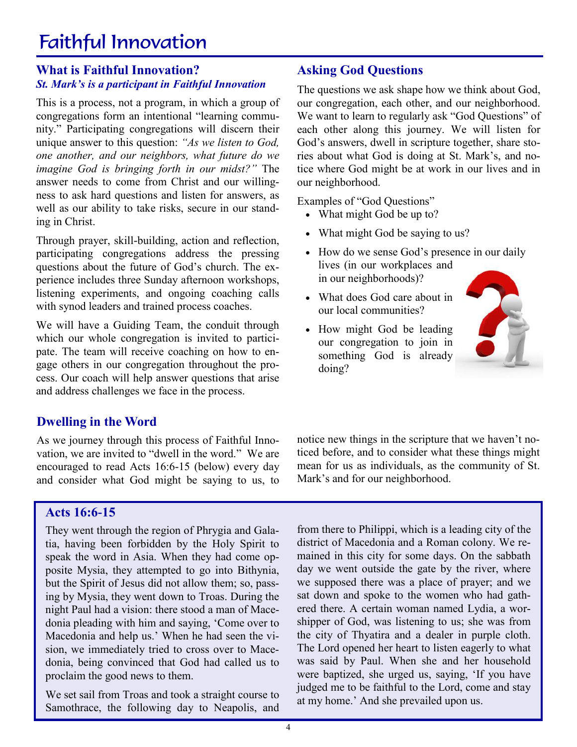# Faithful Innovation

## What is Faithful Innovation?

***St. Mark's is a participant in Faithful Innovation***

This is a process, not a program, in which a group of congregations form an intentional "learning community." Participating congregations will discern their unique answer to this question: *"As we listen to God, one another, and our neighbors, what future do we imagine God is bringing forth in our midst?"* The answer needs to come from Christ and our willingness to ask hard questions and listen for answers, as well as our ability to take risks, secure in our standing in Christ.

Through prayer, skill-building, action and reflection, participating congregations address the pressing questions about the future of God's church. The experience includes three Sunday afternoon workshops, listening experiments, and ongoing coaching calls with synod leaders and trained process coaches.

We will have a Guiding Team, the conduit through which our whole congregation is invited to participate. The team will receive coaching on how to engage others in our congregation throughout the process. Our coach will help answer questions that arise and address challenges we face in the process.

## Asking God Questions

The questions we ask shape how we think about God, our congregation, each other, and our neighborhood. We want to learn to regularly ask "God Questions" of each other along this journey. We will listen for God's answers, dwell in scripture together, share stories about what God is doing at St. Mark's, and notice where God might be at work in our lives and in our neighborhood.

Examples of "God Questions"

- What might God be up to?
- What might God be saying to us?
- How do we sense God's presence in our daily lives (in our workplaces and in our neighborhoods)?
- What does God care about in our local communities?
- How might God be leading our congregation to join in something God is already doing?

## Dwelling in the Word

As we journey through this process of Faithful Innovation, we are invited to "dwell in the word." We are encouraged to read Acts 16:6-15 (below) every day and consider what God might be saying to us, to notice new things in the scripture that we haven't noticed before, and to consider what these things might mean for us as individuals, as the community of St. Mark's and for our neighborhood.

## Acts 16:6-15

They went through the region of Phrygia and Galatia, having been forbidden by the Holy Spirit to speak the word in Asia. When they had come opposite Mysia, they attempted to go into Bithynia, but the Spirit of Jesus did not allow them; so, passing by Mysia, they went down to Troas. During the night Paul had a vision: there stood a man of Macedonia pleading with him and saying, 'Come over to Macedonia and help us.' When he had seen the vision, we immediately tried to cross over to Macedonia, being convinced that God had called us to proclaim the good news to them.

We set sail from Troas and took a straight course to Samothrace, the following day to Neapolis, and from there to Philippi, which is a leading city of the district of Macedonia and a Roman colony. We remained in this city for some days. On the sabbath day we went outside the gate by the river, where we supposed there was a place of prayer; and we sat down and spoke to the women who had gathered there. A certain woman named Lydia, a worshipper of God, was listening to us; she was from the city of Thyatira and a dealer in purple cloth. The Lord opened her heart to listen eagerly to what was said by Paul. When she and her household were baptized, she urged us, saying, 'If you have judged me to be faithful to the Lord, come and stay at my home.' And she prevailed upon us.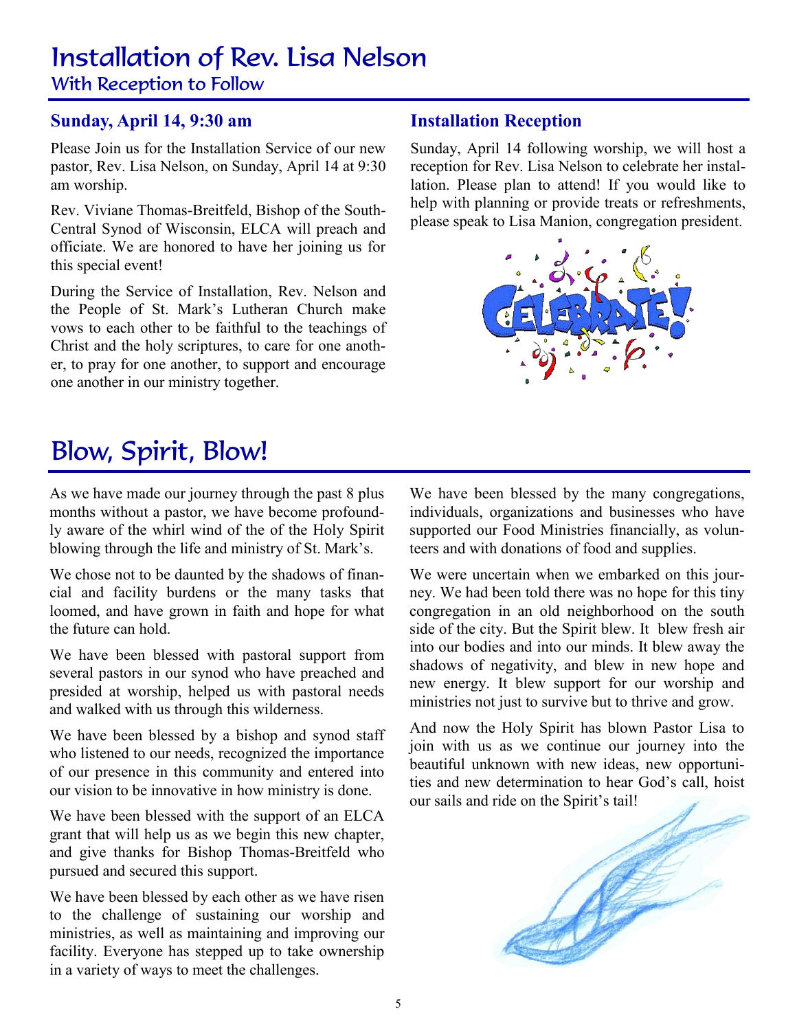# Installation of Rev. Lisa Nelson

## With Reception to Follow

### Sunday, April 14, 9:30 am

Please Join us for the Installation Service of our new pastor, Rev. Lisa Nelson, on Sunday, April 14 at 9:30 am worship.

Rev. Viviane Thomas-Breitfeld, Bishop of the South-Central Synod of Wisconsin, ELCA will preach and officiate. We are honored to have her joining us for this special event!

During the Service of Installation, Rev. Nelson and the People of St. Mark's Lutheran Church make vows to each other to be faithful to the teachings of Christ and the holy scriptures, to care for one another, to pray for one another, to support and encourage one another in our ministry together.

### Installation Reception

Sunday, April 14 following worship, we will host a reception for Rev. Lisa Nelson to celebrate her installation. Please plan to attend! If you would like to help with planning or provide treats or refreshments, please speak to Lisa Manion, congregation president.

# Blow, Spirit, Blow!

As we have made our journey through the past 8 plus months without a pastor, we have become profoundly aware of the whirl wind of the of the Holy Spirit blowing through the life and ministry of St. Mark's.

We chose not to be daunted by the shadows of financial and facility burdens or the many tasks that loomed, and have grown in faith and hope for what the future can hold.

We have been blessed with pastoral support from several pastors in our synod who have preached and presided at worship, helped us with pastoral needs and walked with us through this wilderness.

We have been blessed by a bishop and synod staff who listened to our needs, recognized the importance of our presence in this community and entered into our vision to be innovative in how ministry is done.

We have been blessed with the support of an ELCA grant that will help us as we begin this new chapter, and give thanks for Bishop Thomas-Breitfeld who pursued and secured this support.

We have been blessed by each other as we have risen to the challenge of sustaining our worship and ministries, as well as maintaining and improving our facility. Everyone has stepped up to take ownership in a variety of ways to meet the challenges.

We have been blessed by the many congregations, individuals, organizations and businesses who have supported our Food Ministries financially, as volunteers and with donations of food and supplies.

We were uncertain when we embarked on this journey. We had been told there was no hope for this tiny congregation in an old neighborhood on the south side of the city. But the Spirit blew. It blew fresh air into our bodies and into our minds. It blew away the shadows of negativity, and blew in new hope and new energy. It blew support for our worship and ministries not just to survive but to thrive and grow.

And now the Holy Spirit has blown Pastor Lisa to join with us as we continue our journey into the beautiful unknown with new ideas, new opportunities and new determination to hear God's call, hoist our sails and ride on the Spirit's tail!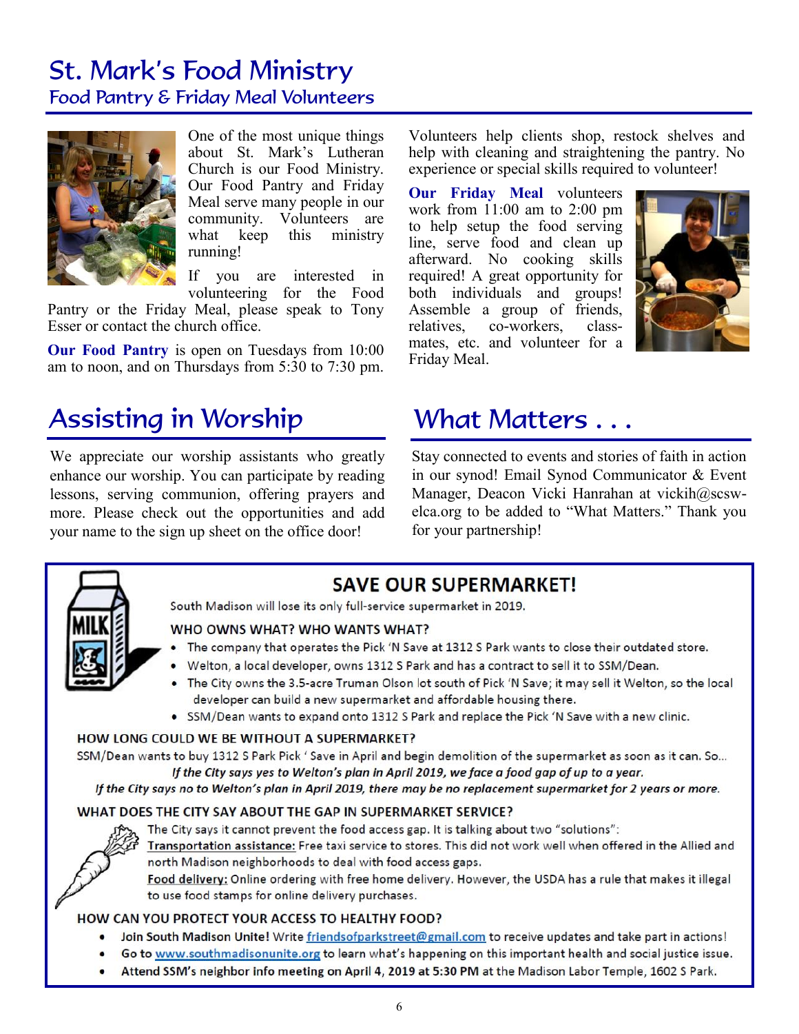# St. Mark's Food Ministry

## Food Pantry & Friday Meal Volunteers

One of the most unique things about St. Mark's Lutheran Church is our Food Ministry. Our Food Pantry and Friday Meal serve many people in our community. Volunteers are what keep this ministry running!

If you are interested in volunteering for the Food Pantry or the Friday Meal, please speak to Tony Esser or contact the church office.

**Our Food Pantry** is open on Tuesdays from 10:00 am to noon, and on Thursdays from 5:30 to 7:30 pm. Volunteers help clients shop, restock shelves and help with cleaning and straightening the pantry. No experience or special skills required to volunteer!

**Our Friday Meal** volunteers work from 11:00 am to 2:00 pm to help setup the food serving line, serve food and clean up afterward. No cooking skills required! A great opportunity for both individuals and groups! Assemble a group of friends, relatives, co-workers, class-mates, etc. and volunteer for a Friday Meal.

# Assisting in Worship

We appreciate our worship assistants who greatly enhance our worship. You can participate by reading lessons, serving communion, offering prayers and more. Please check out the opportunities and add your name to the sign up sheet on the office door!

# What Matters . . .

Stay connected to events and stories of faith in action in our synod! Email Synod Communicator & Event Manager, Deacon Vicki Hanrahan at vickih@scsw-elca.org to be added to "What Matters." Thank you for your partnership!

## SAVE OUR SUPERMARKET!

South Madison will lose its only full-service supermarket in 2019.

### WHO OWNS WHAT? WHO WANTS WHAT?

- The company that operates the Pick 'N Save at 1312 S Park wants to close their outdated store.
- Welton, a local developer, owns 1312 S Park and has a contract to sell it to SSM/Dean.
- The City owns the 3.5-acre Truman Olson lot south of Pick 'N Save; it may sell it Welton, so the local developer can build a new supermarket and affordable housing there.
- SSM/Dean wants to expand onto 1312 S Park and replace the Pick 'N Save with a new clinic.

### HOW LONG COULD WE BE WITHOUT A SUPERMARKET?

SSM/Dean wants to buy 1312 S Park Pick ' Save in April and begin demolition of the supermarket as soon as it can. So...

*If the City says yes to Welton's plan in April 2019, we face a food gap of up to a year.*

*If the City says no to Welton's plan in April 2019, there may be no replacement supermarket for 2 years or more.*

### WHAT DOES THE CITY SAY ABOUT THE GAP IN SUPERMARKET SERVICE?

The City says it cannot prevent the food access gap. It is talking about two "solutions":

Transportation assistance: Free taxi service to stores. This did not work well when offered in the Allied and north Madison neighborhoods to deal with food access gaps.

Food delivery: Online ordering with free home delivery. However, the USDA has a rule that makes it illegal to use food stamps for online delivery purchases.

### HOW CAN YOU PROTECT YOUR ACCESS TO HEALTHY FOOD?

- **Join South Madison Unite!** Write friendsofparkstreet@gmail.com to receive updates and take part in actions!
- **Go to** www.southmadisonunite.org to learn what's happening on this important health and social justice issue.
- **Attend SSM's neighbor info meeting on April 4, 2019 at 5:30 PM at the Madison Labor Temple, 1602 S Park.**